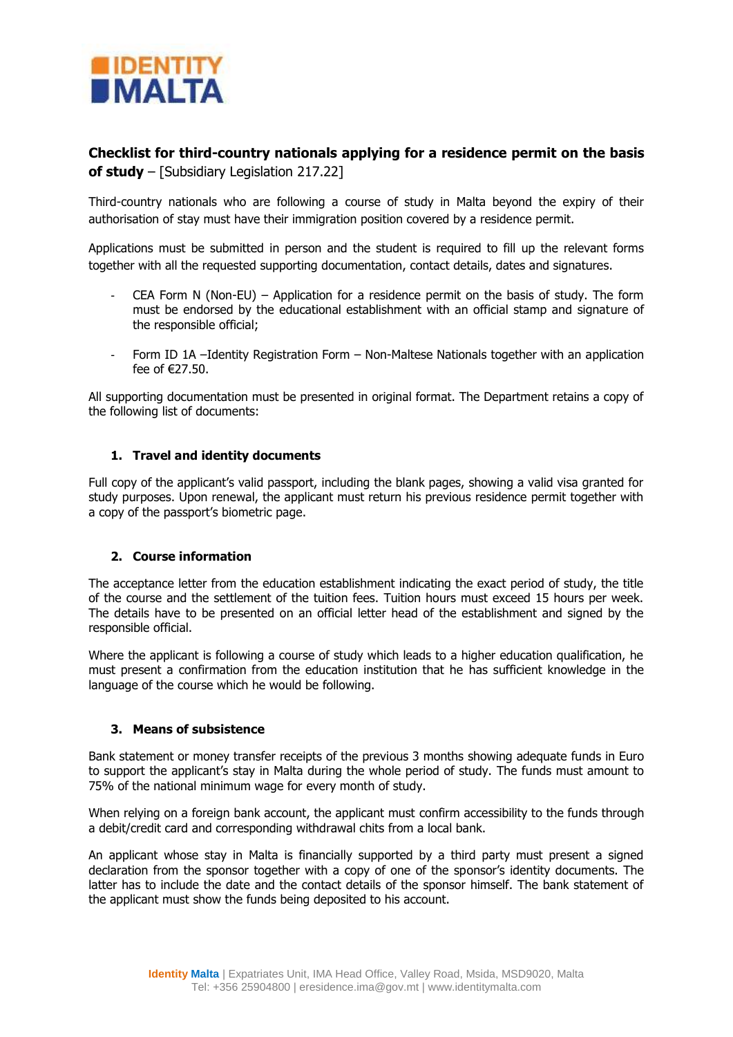IDENTITY MALTA

# Checklist for third-country nationals applying for a residence permit on the basis of study – [Subsidiary Legislation 217.22]

Third-country nationals who are following a course of study in Malta beyond the expiry of their authorisation of stay must have their immigration position covered by a residence permit.

Applications must be submitted in person and the student is required to fill up the relevant forms together with all the requested supporting documentation, contact details, dates and signatures.

- CEA Form N (Non-EU) – Application for a residence permit on the basis of study. The form must be endorsed by the educational establishment with an official stamp and signature of the responsible official;

- Form ID 1A –Identity Registration Form – Non-Maltese Nationals together with an application fee of €27.50.

All supporting documentation must be presented in original format. The Department retains a copy of the following list of documents:

## 1. Travel and identity documents

Full copy of the applicant's valid passport, including the blank pages, showing a valid visa granted for study purposes. Upon renewal, the applicant must return his previous residence permit together with a copy of the passport's biometric page.

## 2. Course information

The acceptance letter from the education establishment indicating the exact period of study, the title of the course and the settlement of the tuition fees. Tuition hours must exceed 15 hours per week. The details have to be presented on an official letter head of the establishment and signed by the responsible official.

Where the applicant is following a course of study which leads to a higher education qualification, he must present a confirmation from the education institution that he has sufficient knowledge in the language of the course which he would be following.

## 3. Means of subsistence

Bank statement or money transfer receipts of the previous 3 months showing adequate funds in Euro to support the applicant's stay in Malta during the whole period of study. The funds must amount to 75% of the national minimum wage for every month of study.

When relying on a foreign bank account, the applicant must confirm accessibility to the funds through a debit/credit card and corresponding withdrawal chits from a local bank.

An applicant whose stay in Malta is financially supported by a third party must present a signed declaration from the sponsor together with a copy of one of the sponsor's identity documents. The latter has to include the date and the contact details of the sponsor himself. The bank statement of the applicant must show the funds being deposited to his account.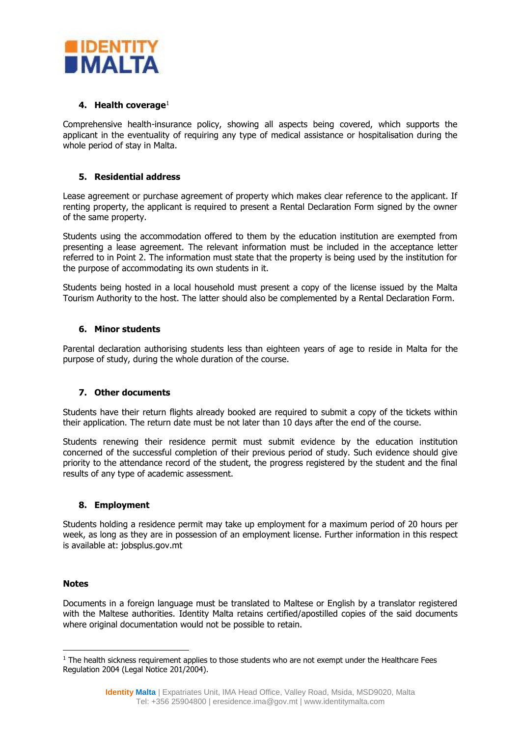#### 4. Health coverage[1]

Comprehensive health-insurance policy, showing all aspects being covered, which supports the applicant in the eventuality of requiring any type of medical assistance or hospitalisation during the whole period of stay in Malta.

#### 5. Residential address

Lease agreement or purchase agreement of property which makes clear reference to the applicant. If renting property, the applicant is required to present a Rental Declaration Form signed by the owner of the same property.

Students using the accommodation offered to them by the education institution are exempted from presenting a lease agreement. The relevant information must be included in the acceptance letter referred to in Point 2. The information must state that the property is being used by the institution for the purpose of accommodating its own students in it.

Students being hosted in a local household must present a copy of the license issued by the Malta Tourism Authority to the host. The latter should also be complemented by a Rental Declaration Form.

#### 6. Minor students

Parental declaration authorising students less than eighteen years of age to reside in Malta for the purpose of study, during the whole duration of the course.

#### 7. Other documents

Students have their return flights already booked are required to submit a copy of the tickets within their application. The return date must be not later than 10 days after the end of the course.

Students renewing their residence permit must submit evidence by the education institution concerned of the successful completion of their previous period of study. Such evidence should give priority to the attendance record of the student, the progress registered by the student and the final results of any type of academic assessment.

#### 8. Employment

Students holding a residence permit may take up employment for a maximum period of 20 hours per week, as long as they are in possession of an employment license. Further information in this respect is available at: jobsplus.gov.mt

**Notes**

Documents in a foreign language must be translated to Maltese or English by a translator registered with the Maltese authorities. Identity Malta retains certified/apostilled copies of the said documents where original documentation would not be possible to retain.

[1] The health sickness requirement applies to those students who are not exempt under the Healthcare Fees Regulation 2004 (Legal Notice 201/2004).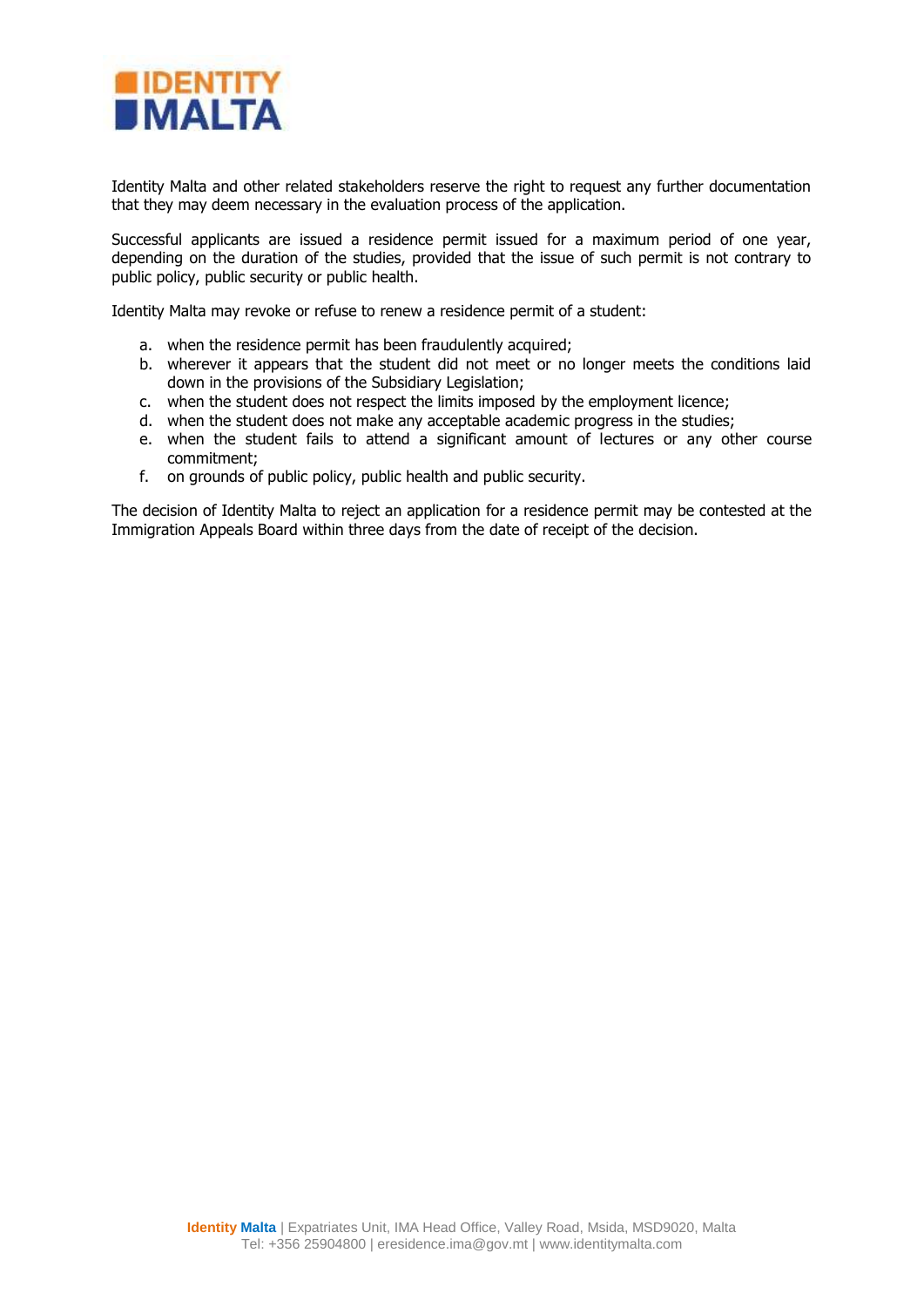Identity Malta and other related stakeholders reserve the right to request any further documentation that they may deem necessary in the evaluation process of the application.

Successful applicants are issued a residence permit issued for a maximum period of one year, depending on the duration of the studies, provided that the issue of such permit is not contrary to public policy, public security or public health.

Identity Malta may revoke or refuse to renew a residence permit of a student:

a. when the residence permit has been fraudulently acquired;
b. wherever it appears that the student did not meet or no longer meets the conditions laid down in the provisions of the Subsidiary Legislation;
c. when the student does not respect the limits imposed by the employment licence;
d. when the student does not make any acceptable academic progress in the studies;
e. when the student fails to attend a significant amount of lectures or any other course commitment;
f. on grounds of public policy, public health and public security.

The decision of Identity Malta to reject an application for a residence permit may be contested at the Immigration Appeals Board within three days from the date of receipt of the decision.